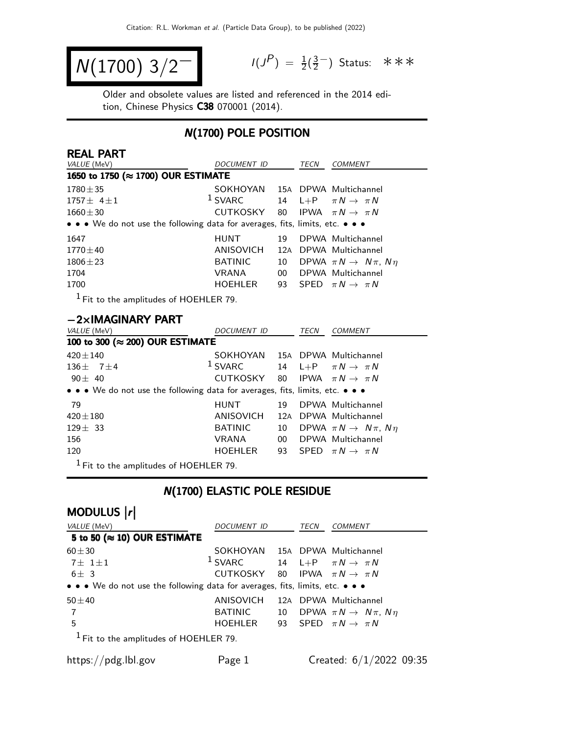# $N(1700)$ $3/2^-$

$I(J^P) = \frac{1}{2}(\frac{3}{2}^-)$ Status: ∗∗∗

Older and obsolete values are listed and referenced in the 2014 edition, Chinese Physics **C38** 070001 (2014).

## $N(1700)$ POLE POSITION

### REAL PART

| VALUE (MeV) | DOCUMENT ID | | TECN | COMMENT |
|---|---|---|---|---|
| **1650 to 1750 (≈ 1700) OUR ESTIMATE** | | | | |
| $1780 \pm 35$ | SOKHOYAN | 15A | DPWA | Multichannel |
| $1757 \pm 4 \pm 1$ | [1] SVARC | 14 | L+P | $\pi N \to \pi N$ |
| $1660 \pm 30$ | CUTKOSKY | 80 | IPWA | $\pi N \to \pi N$ |
| • • • We do not use the following data for averages, fits, limits, etc. • • • | | | | |
| 1647 | HUNT | 19 | DPWA | Multichannel |
| $1770 \pm 40$ | ANISOVICH | 12A | DPWA | Multichannel |
| $1806 \pm 23$ | BATINIC | 10 | DPWA | $\pi N \to N\pi$, $N\eta$ |
| 1704 | VRANA | 00 | DPWA | Multichannel |
| 1700 | HOEHLER | 93 | SPED | $\pi N \to \pi N$ |

[1] Fit to the amplitudes of HOEHLER 79.

### −2×IMAGINARY PART

| VALUE (MeV) | DOCUMENT ID | | TECN | COMMENT |
|---|---|---|---|---|
| **100 to 300 (≈ 200) OUR ESTIMATE** | | | | |
| $420 \pm 140$ | SOKHOYAN | 15A | DPWA | Multichannel |
| $136 \pm 7 \pm 4$ | [1] SVARC | 14 | L+P | $\pi N \to \pi N$ |
| $90 \pm 40$ | CUTKOSKY | 80 | IPWA | $\pi N \to \pi N$ |
| • • • We do not use the following data for averages, fits, limits, etc. • • • | | | | |
| 79 | HUNT | 19 | DPWA | Multichannel |
| $420 \pm 180$ | ANISOVICH | 12A | DPWA | Multichannel |
| $129 \pm 33$ | BATINIC | 10 | DPWA | $\pi N \to N\pi$, $N\eta$ |
| 156 | VRANA | 00 | DPWA | Multichannel |
| 120 | HOEHLER | 93 | SPED | $\pi N \to \pi N$ |

[1] Fit to the amplitudes of HOEHLER 79.

## $N(1700)$ ELASTIC POLE RESIDUE

### MODULUS $|r|$

| VALUE (MeV) | DOCUMENT ID | | TECN | COMMENT |
|---|---|---|---|---|
| **5 to 50 (≈ 10) OUR ESTIMATE** | | | | |
| $60 \pm 30$ | SOKHOYAN | 15A | DPWA | Multichannel |
| $7 \pm 1 \pm 1$ | [1] SVARC | 14 | L+P | $\pi N \to \pi N$ |
| $6 \pm 3$ | CUTKOSKY | 80 | IPWA | $\pi N \to \pi N$ |
| • • • We do not use the following data for averages, fits, limits, etc. • • • | | | | |
| $50 \pm 40$ | ANISOVICH | 12A | DPWA | Multichannel |
| 7 | BATINIC | 10 | DPWA | $\pi N \to N\pi$, $N\eta$ |
| 5 | HOEHLER | 93 | SPED | $\pi N \to \pi N$ |

[1] Fit to the amplitudes of HOEHLER 79.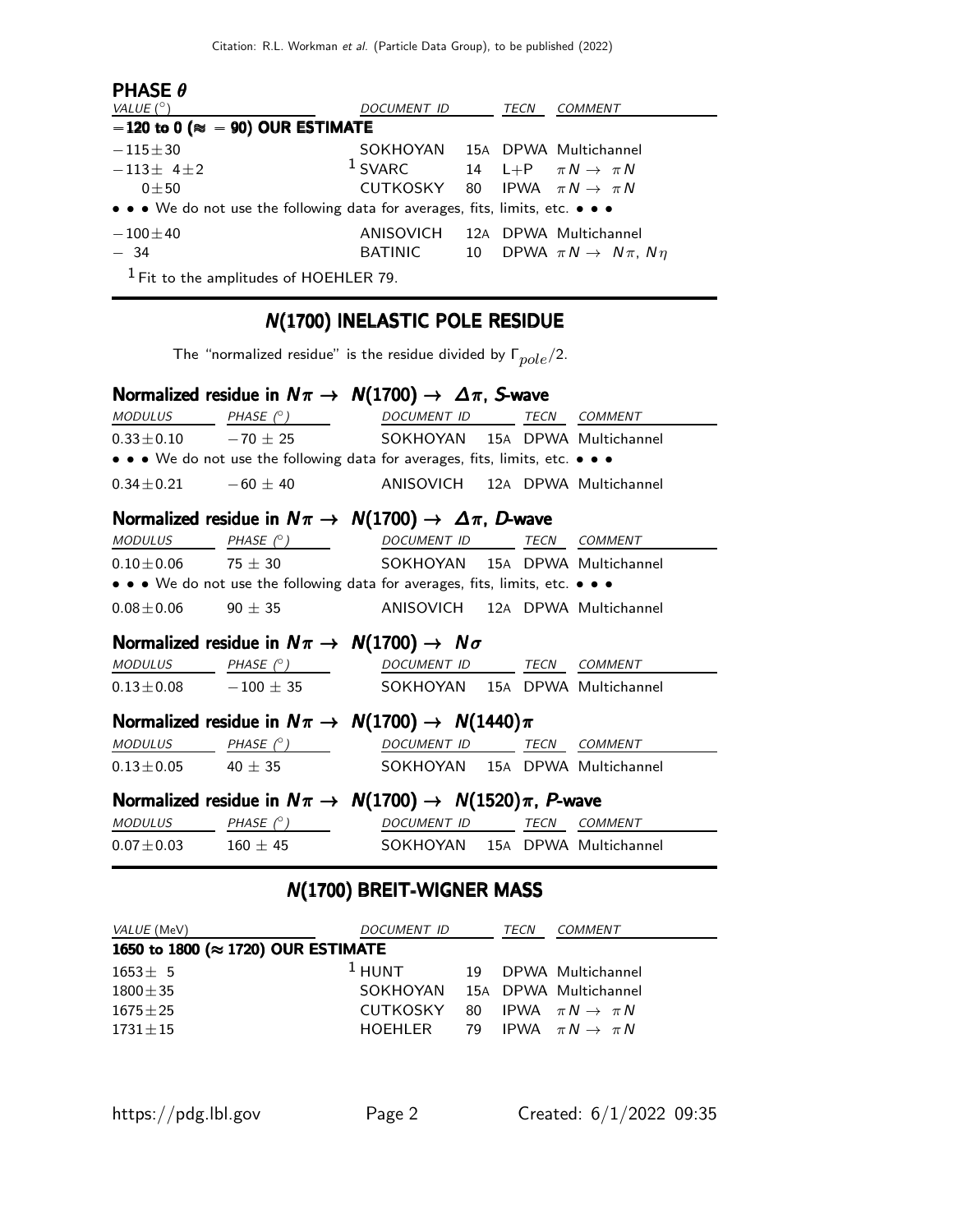### PHASE $\theta$

| VALUE (°) | DOCUMENT ID | | TECN | COMMENT |
|---|---|---|---|---|
| **−120 to 0 (≈ −90) OUR ESTIMATE** | | | | |
| −115±30 | SOKHOYAN | 15A | DPWA | Multichannel |
| −113± 4±2 | [1] SVARC | 14 | L+P | $\pi N \to \pi N$ |
| 0±50 | CUTKOSKY | 80 | IPWA | $\pi N \to \pi N$ |
| • • • We do not use the following data for averages, fits, limits, etc. • • • | | | | |
| −100±40 | ANISOVICH | 12A | DPWA | Multichannel |
| − 34 | BATINIC | 10 | DPWA | $\pi N \to N\pi$, $N\eta$ |

[1] Fit to the amplitudes of HOEHLER 79.

## N(1700) INELASTIC POLE RESIDUE

The "normalized residue" is the residue divided by $\Gamma_{pole}/2$.

### Normalized residue in $N\pi \to N(1700) \to \Delta\pi$, S-wave

| MODULUS | PHASE (°) | DOCUMENT ID | | TECN | COMMENT |
|---|---|---|---|---|---|
| 0.33±0.10 | −70 ± 25 | SOKHOYAN | 15A | DPWA | Multichannel |
| • • • We do not use the following data for averages, fits, limits, etc. • • • | | | | | |
| 0.34±0.21 | −60 ± 40 | ANISOVICH | 12A | DPWA | Multichannel |

### Normalized residue in $N\pi \to N(1700) \to \Delta\pi$, D-wave

| MODULUS | PHASE (°) | DOCUMENT ID | | TECN | COMMENT |
|---|---|---|---|---|---|
| 0.10±0.06 | 75 ± 30 | SOKHOYAN | 15A | DPWA | Multichannel |
| • • • We do not use the following data for averages, fits, limits, etc. • • • | | | | | |
| 0.08±0.06 | 90 ± 35 | ANISOVICH | 12A | DPWA | Multichannel |

### Normalized residue in $N\pi \to N(1700) \to N\sigma$

| MODULUS | PHASE (°) | DOCUMENT ID | | TECN | COMMENT |
|---|---|---|---|---|---|
| 0.13±0.08 | −100 ± 35 | SOKHOYAN | 15A | DPWA | Multichannel |

### Normalized residue in $N\pi \to N(1700) \to N(1440)\pi$

| MODULUS | PHASE (°) | DOCUMENT ID | | TECN | COMMENT |
|---|---|---|---|---|---|
| 0.13±0.05 | 40 ± 35 | SOKHOYAN | 15A | DPWA | Multichannel |

### Normalized residue in $N\pi \to N(1700) \to N(1520)\pi$, P-wave

| MODULUS | PHASE (°) | DOCUMENT ID | | TECN | COMMENT |
|---|---|---|---|---|---|
| 0.07±0.03 | 160 ± 45 | SOKHOYAN | 15A | DPWA | Multichannel |

## N(1700) BREIT-WIGNER MASS

| VALUE (MeV) | DOCUMENT ID | | TECN | COMMENT |
|---|---|---|---|---|
| **1650 to 1800 (≈ 1720) OUR ESTIMATE** | | | | |
| 1653± 5 | [1] HUNT | 19 | DPWA | Multichannel |
| 1800±35 | SOKHOYAN | 15A | DPWA | Multichannel |
| 1675±25 | CUTKOSKY | 80 | IPWA | $\pi N \to \pi N$ |
| 1731±15 | HOEHLER | 79 | IPWA | $\pi N \to \pi N$ |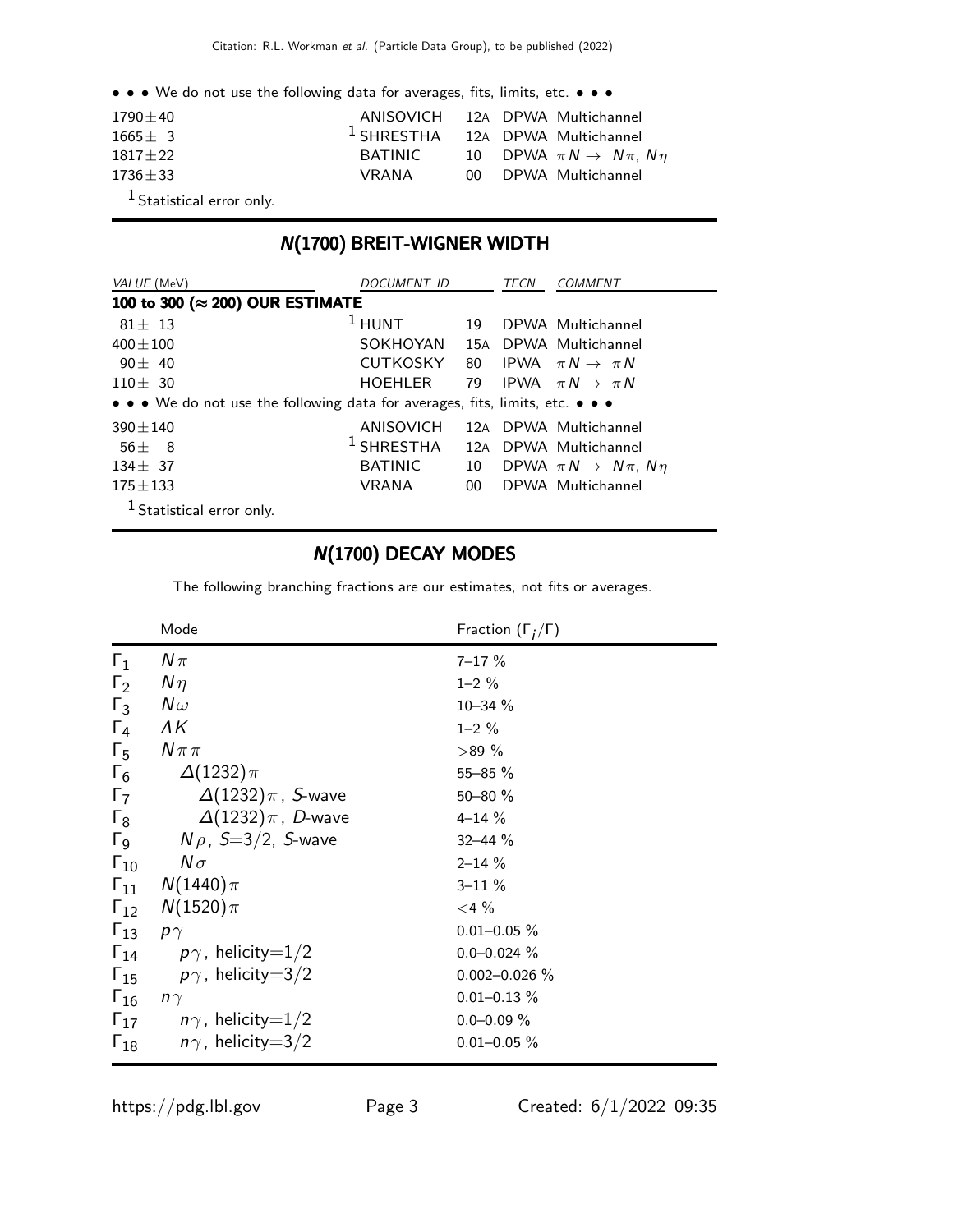• • • We do not use the following data for averages, fits, limits, etc. • • •

| | | | |
|---|---|---|---|
| 1790±40 | ANISOVICH | 12A | DPWA Multichannel |
| 1665± 3 | [1] SHRESTHA | 12A | DPWA Multichannel |
| 1817±22 | BATINIC | 10 | DPWA $\pi N \rightarrow N\pi$, $N\eta$ |
| 1736±33 | VRANA | 00 | DPWA Multichannel |

[1] Statistical error only.

## N(1700) BREIT-WIGNER WIDTH

| VALUE (MeV) | DOCUMENT ID | | TECN | COMMENT |
|---|---|---|---|---|
| **100 to 300 (≈ 200) OUR ESTIMATE** | | | | |
| 81± 13 | [1] HUNT | 19 | DPWA | Multichannel |
| 400±100 | SOKHOYAN | 15A | DPWA | Multichannel |
| 90± 40 | CUTKOSKY | 80 | IPWA | $\pi N \rightarrow \pi N$ |
| 110± 30 | HOEHLER | 79 | IPWA | $\pi N \rightarrow \pi N$ |
| • • • We do not use the following data for averages, fits, limits, etc. • • • | | | | |
| 390±140 | ANISOVICH | 12A | DPWA | Multichannel |
| 56± 8 | [1] SHRESTHA | 12A | DPWA | Multichannel |
| 134± 37 | BATINIC | 10 | DPWA | $\pi N \rightarrow N\pi$, $N\eta$ |
| 175±133 | VRANA | 00 | DPWA | Multichannel |

[1] Statistical error only.

## N(1700) DECAY MODES

The following branching fractions are our estimates, not fits or averages.

| | Mode | Fraction ($\Gamma_i/\Gamma$) |
|---|---|---|
| $\Gamma_1$ | $N\pi$ | 7–17 % |
| $\Gamma_2$ | $N\eta$ | 1–2 % |
| $\Gamma_3$ | $N\omega$ | 10–34 % |
| $\Gamma_4$ | $\Lambda K$ | 1–2 % |
| $\Gamma_5$ | $N\pi\pi$ | >89 % |
| $\Gamma_6$ | $\Delta(1232)\pi$ | 55–85 % |
| $\Gamma_7$ | $\Delta(1232)\pi$, S-wave | 50–80 % |
| $\Gamma_8$ | $\Delta(1232)\pi$, D-wave | 4–14 % |
| $\Gamma_9$ | $N\rho$, S=3/2, S-wave | 32–44 % |
| $\Gamma_{10}$ | $N\sigma$ | 2–14 % |
| $\Gamma_{11}$ | $N(1440)\pi$ | 3–11 % |
| $\Gamma_{12}$ | $N(1520)\pi$ | <4 % |
| $\Gamma_{13}$ | $p\gamma$ | 0.01–0.05 % |
| $\Gamma_{14}$ | $p\gamma$, helicity=1/2 | 0.0–0.024 % |
| $\Gamma_{15}$ | $p\gamma$, helicity=3/2 | 0.002–0.026 % |
| $\Gamma_{16}$ | $n\gamma$ | 0.01–0.13 % |
| $\Gamma_{17}$ | $n\gamma$, helicity=1/2 | 0.0–0.09 % |
| $\Gamma_{18}$ | $n\gamma$, helicity=3/2 | 0.01–0.05 % |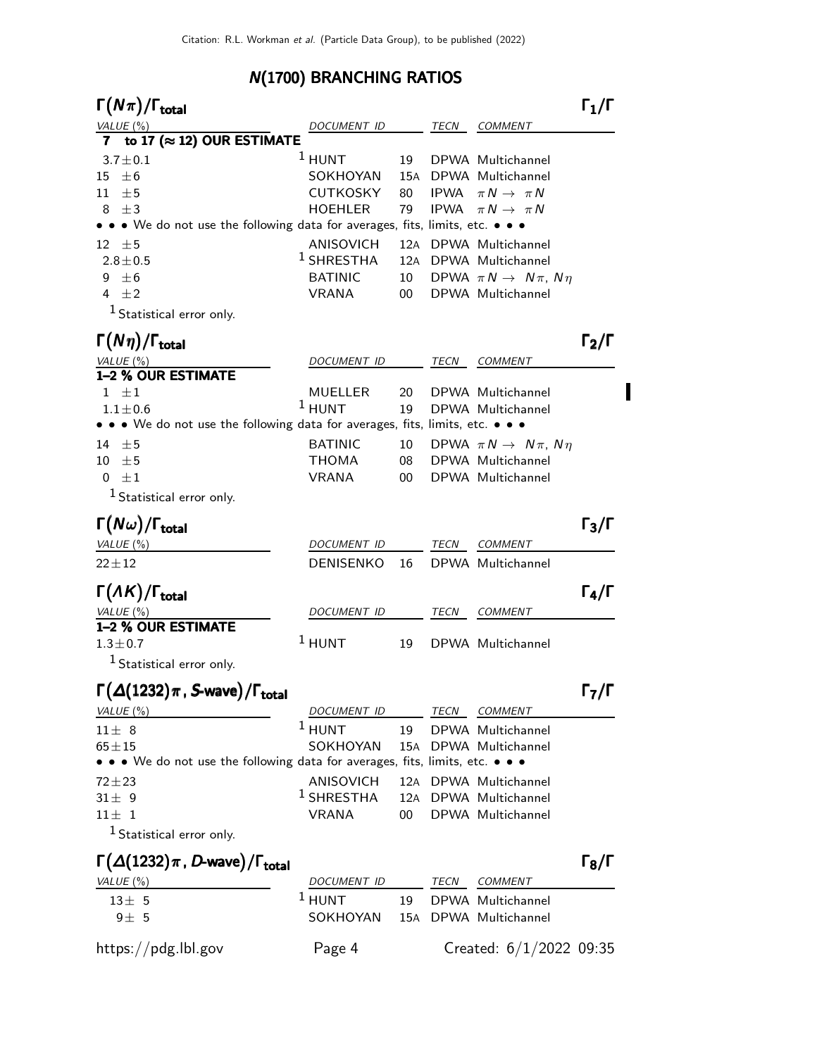## N(1700) BRANCHING RATIOS

### $\Gamma(N\pi)/\Gamma_{\text{total}}$ — $\Gamma_1/\Gamma$

| VALUE (%) | DOCUMENT ID | | TECN | COMMENT |
|---|---|---|---|---|
| **7 to 17 (≈ 12) OUR ESTIMATE** | | | | |
| $3.7 \pm 0.1$ | [1] HUNT | 19 | DPWA | Multichannel |
| $15 \pm 6$ | SOKHOYAN | 15A | DPWA | Multichannel |
| $11 \pm 5$ | CUTKOSKY | 80 | IPWA | $\pi N \rightarrow \pi N$ |
| $8 \pm 3$ | HOEHLER | 79 | IPWA | $\pi N \rightarrow \pi N$ |
| • • • We do not use the following data for averages, fits, limits, etc. • • • | | | | |
| $12 \pm 5$ | ANISOVICH | 12A | DPWA | Multichannel |
| $2.8 \pm 0.5$ | [1] SHRESTHA | 12A | DPWA | Multichannel |
| $9 \pm 6$ | BATINIC | 10 | DPWA | $\pi N \rightarrow N\pi, N\eta$ |
| $4 \pm 2$ | VRANA | 00 | DPWA | Multichannel |

[1] Statistical error only.

### $\Gamma(N\eta)/\Gamma_{\text{total}}$ — $\Gamma_2/\Gamma$

| VALUE (%) | DOCUMENT ID | | TECN | COMMENT |
|---|---|---|---|---|
| **1–2 % OUR ESTIMATE** | | | | |
| $1 \pm 1$ | MUELLER | 20 | DPWA | Multichannel |
| $1.1 \pm 0.6$ | [1] HUNT | 19 | DPWA | Multichannel |
| • • • We do not use the following data for averages, fits, limits, etc. • • • | | | | |
| $14 \pm 5$ | BATINIC | 10 | DPWA | $\pi N \rightarrow N\pi, N\eta$ |
| $10 \pm 5$ | THOMA | 08 | DPWA | Multichannel |
| $0 \pm 1$ | VRANA | 00 | DPWA | Multichannel |

[1] Statistical error only.

### $\Gamma(N\omega)/\Gamma_{\text{total}}$ — $\Gamma_3/\Gamma$

| VALUE (%) | DOCUMENT ID | | TECN | COMMENT |
|---|---|---|---|---|
| $22 \pm 12$ | DENISENKO | 16 | DPWA | Multichannel |

### $\Gamma(\Lambda K)/\Gamma_{\text{total}}$ — $\Gamma_4/\Gamma$

| VALUE (%) | DOCUMENT ID | | TECN | COMMENT |
|---|---|---|---|---|
| **1–2 % OUR ESTIMATE** | | | | |
| $1.3 \pm 0.7$ | [1] HUNT | 19 | DPWA | Multichannel |

[1] Statistical error only.

### $\Gamma(\Delta(1232)\pi\text{, S-wave})/\Gamma_{\text{total}}$ — $\Gamma_7/\Gamma$

| VALUE (%) | DOCUMENT ID | | TECN | COMMENT |
|---|---|---|---|---|
| $11 \pm 8$ | [1] HUNT | 19 | DPWA | Multichannel |
| $65 \pm 15$ | SOKHOYAN | 15A | DPWA | Multichannel |
| • • • We do not use the following data for averages, fits, limits, etc. • • • | | | | |
| $72 \pm 23$ | ANISOVICH | 12A | DPWA | Multichannel |
| $31 \pm 9$ | [1] SHRESTHA | 12A | DPWA | Multichannel |
| $11 \pm 1$ | VRANA | 00 | DPWA | Multichannel |

[1] Statistical error only.

### $\Gamma(\Delta(1232)\pi\text{, D-wave})/\Gamma_{\text{total}}$ — $\Gamma_8/\Gamma$

| VALUE (%) | DOCUMENT ID | | TECN | COMMENT |
|---|---|---|---|---|
| $13 \pm 5$ | [1] HUNT | 19 | DPWA | Multichannel |
| $9 \pm 5$ | SOKHOYAN | 15A | DPWA | Multichannel |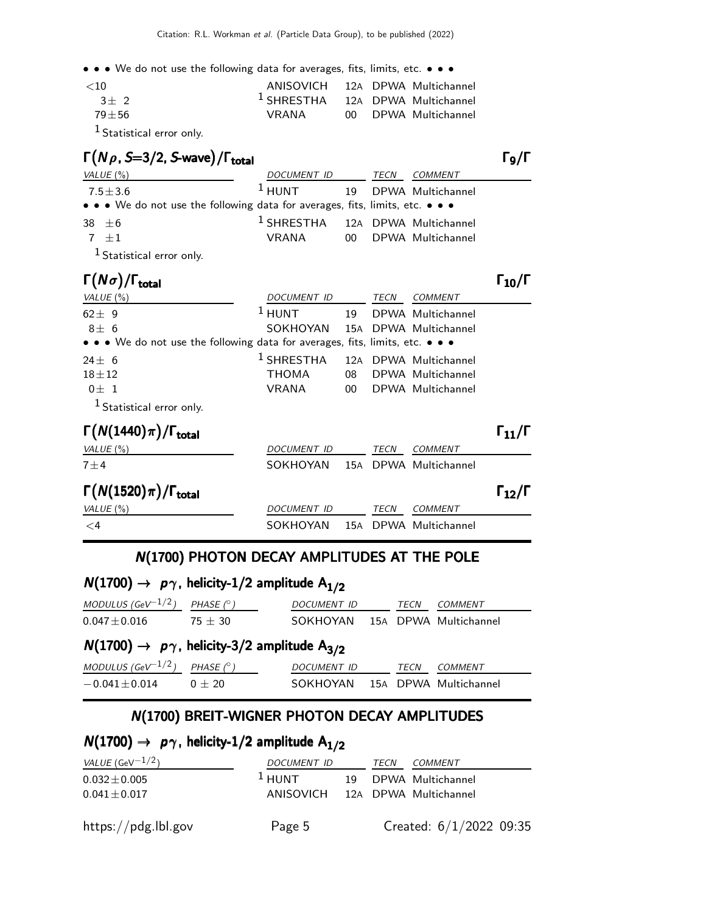• • • We do not use the following data for averages, fits, limits, etc. • • •

| | | | | |
|---|---|---|---|---|
| <10 | ANISOVICH | 12A | DPWA | Multichannel |
| 3± 2 | [1] SHRESTHA | 12A | DPWA | Multichannel |
| 79±56 | VRANA | 00 | DPWA | Multichannel |

[1] Statistical error only.

### $\Gamma(N\rho, S{=}3/2, S\text{-wave})/\Gamma_{total}$ — $\Gamma_9/\Gamma$

| VALUE (%) | DOCUMENT ID | | TECN | COMMENT |
|---|---|---|---|---|
| 7.5±3.6 | [1] HUNT | 19 | DPWA | Multichannel |
| • • • We do not use the following data for averages, fits, limits, etc. • • • | | | | |
| 38 ±6 | [1] SHRESTHA | 12A | DPWA | Multichannel |
| 7 ±1 | VRANA | 00 | DPWA | Multichannel |

[1] Statistical error only.

### $\Gamma(N\sigma)/\Gamma_{total}$ — $\Gamma_{10}/\Gamma$

| VALUE (%) | DOCUMENT ID | | TECN | COMMENT |
|---|---|---|---|---|
| 62± 9 | [1] HUNT | 19 | DPWA | Multichannel |
| 8± 6 | SOKHOYAN | 15A | DPWA | Multichannel |
| • • • We do not use the following data for averages, fits, limits, etc. • • • | | | | |
| 24± 6 | [1] SHRESTHA | 12A | DPWA | Multichannel |
| 18±12 | THOMA | 08 | DPWA | Multichannel |
| 0± 1 | VRANA | 00 | DPWA | Multichannel |

[1] Statistical error only.

### $\Gamma(N(1440)\pi)/\Gamma_{total}$ — $\Gamma_{11}/\Gamma$

| VALUE (%) | DOCUMENT ID | | TECN | COMMENT |
|---|---|---|---|---|
| 7±4 | SOKHOYAN | 15A | DPWA | Multichannel |

### $\Gamma(N(1520)\pi)/\Gamma_{total}$ — $\Gamma_{12}/\Gamma$

| VALUE (%) | DOCUMENT ID | | TECN | COMMENT |
|---|---|---|---|---|
| <4 | SOKHOYAN | 15A | DPWA | Multichannel |

## N(1700) PHOTON DECAY AMPLITUDES AT THE POLE

### $N(1700) \to p\gamma$, helicity-1/2 amplitude $A_{1/2}$

| MODULUS ($GeV^{-1/2}$) | PHASE (°) | DOCUMENT ID | | TECN | COMMENT |
|---|---|---|---|---|---|
| 0.047±0.016 | 75 ± 30 | SOKHOYAN | 15A | DPWA | Multichannel |

### $N(1700) \to p\gamma$, helicity-3/2 amplitude $A_{3/2}$

| MODULUS ($GeV^{-1/2}$) | PHASE (°) | DOCUMENT ID | | TECN | COMMENT |
|---|---|---|---|---|---|
| −0.041±0.014 | 0 ± 20 | SOKHOYAN | 15A | DPWA | Multichannel |

## N(1700) BREIT-WIGNER PHOTON DECAY AMPLITUDES

### $N(1700) \to p\gamma$, helicity-1/2 amplitude $A_{1/2}$

| VALUE ($GeV^{-1/2}$) | DOCUMENT ID | | TECN | COMMENT |
|---|---|---|---|---|
| 0.032±0.005 | [1] HUNT | 19 | DPWA | Multichannel |
| 0.041±0.017 | ANISOVICH | 12A | DPWA | Multichannel |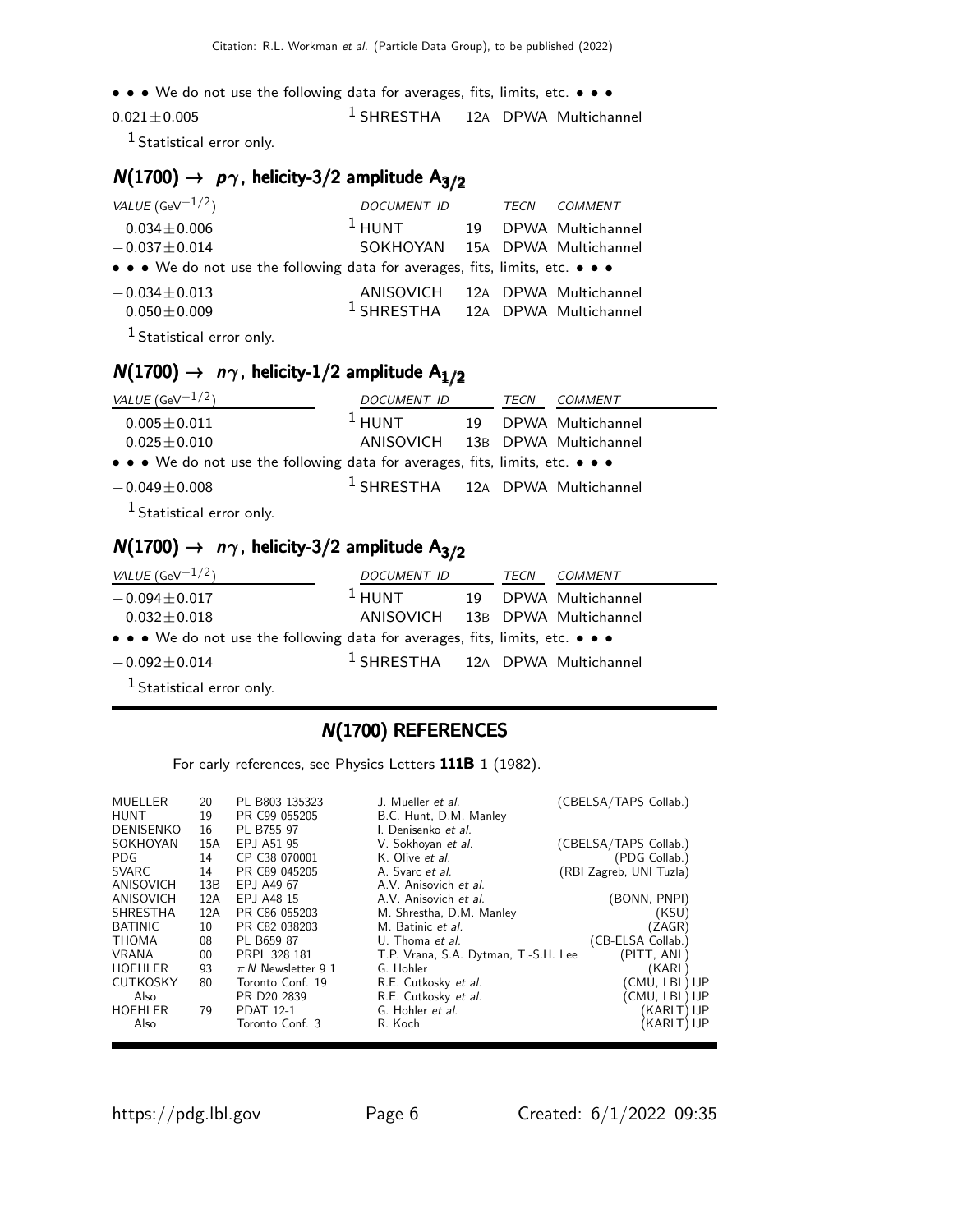• • • We do not use the following data for averages, fits, limits, etc. • • •

| | | | |
|---|---|---|---|
| $0.021 \pm 0.005$ | [1] SHRESTHA | 12A | DPWA Multichannel |

[1] Statistical error only.

## $N(1700) \rightarrow p\gamma$, helicity-3/2 amplitude $A_{3/2}$

| VALUE ($\mathrm{GeV}^{-1/2}$) | DOCUMENT ID | | TECN | COMMENT |
|---|---|---|---|---|
| $0.034 \pm 0.006$ | [1] HUNT | 19 | DPWA | Multichannel |
| $-0.037 \pm 0.014$ | SOKHOYAN | 15A | DPWA | Multichannel |
| • • • We do not use the following data for averages, fits, limits, etc. • • • | | | | |
| $-0.034 \pm 0.013$ | ANISOVICH | 12A | DPWA | Multichannel |
| $0.050 \pm 0.009$ | [1] SHRESTHA | 12A | DPWA | Multichannel |

[1] Statistical error only.

## $N(1700) \rightarrow n\gamma$, helicity-1/2 amplitude $A_{1/2}$

| VALUE ($\mathrm{GeV}^{-1/2}$) | DOCUMENT ID | | TECN | COMMENT |
|---|---|---|---|---|
| $0.005 \pm 0.011$ | [1] HUNT | 19 | DPWA | Multichannel |
| $0.025 \pm 0.010$ | ANISOVICH | 13B | DPWA | Multichannel |
| • • • We do not use the following data for averages, fits, limits, etc. • • • | | | | |
| $-0.049 \pm 0.008$ | [1] SHRESTHA | 12A | DPWA | Multichannel |

[1] Statistical error only.

## $N(1700) \rightarrow n\gamma$, helicity-3/2 amplitude $A_{3/2}$

| VALUE ($\mathrm{GeV}^{-1/2}$) | DOCUMENT ID | | TECN | COMMENT |
|---|---|---|---|---|
| $-0.094 \pm 0.017$ | [1] HUNT | 19 | DPWA | Multichannel |
| $-0.032 \pm 0.018$ | ANISOVICH | 13B | DPWA | Multichannel |
| • • • We do not use the following data for averages, fits, limits, etc. • • • | | | | |
| $-0.092 \pm 0.014$ | [1] SHRESTHA | 12A | DPWA | Multichannel |

[1] Statistical error only.

## N(1700) REFERENCES

For early references, see Physics Letters **111B** 1 (1982).

| | | | | |
|---|---|---|---|---|
| MUELLER | 20 | PL B803 135323 | J. Mueller *et al.* | (CBELSA/TAPS Collab.) |
| HUNT | 19 | PR C99 055205 | B.C. Hunt, D.M. Manley | |
| DENISENKO | 16 | PL B755 97 | I. Denisenko *et al.* | |
| SOKHOYAN | 15A | EPJ A51 95 | V. Sokhoyan *et al.* | (CBELSA/TAPS Collab.) |
| PDG | 14 | CP C38 070001 | K. Olive *et al.* | (PDG Collab.) |
| SVARC | 14 | PR C89 045205 | A. Svarc *et al.* | (RBI Zagreb, UNI Tuzla) |
| ANISOVICH | 13B | EPJ A49 67 | A.V. Anisovich *et al.* | |
| ANISOVICH | 12A | EPJ A48 15 | A.V. Anisovich *et al.* | (BONN, PNPI) |
| SHRESTHA | 12A | PR C86 055203 | M. Shrestha, D.M. Manley | (KSU) |
| BATINIC | 10 | PR C82 038203 | M. Batinic *et al.* | (ZAGR) |
| THOMA | 08 | PL B659 87 | U. Thoma *et al.* | (CB-ELSA Collab.) |
| VRANA | 00 | PRPL 328 181 | T.P. Vrana, S.A. Dytman, T.-S.H. Lee | (PITT, ANL) |
| HOEHLER | 93 | $\pi N$ Newsletter 9 1 | G. Hohler | (KARL) |
| CUTKOSKY | 80 | Toronto Conf. 19 | R.E. Cutkosky *et al.* | (CMU, LBL) IJP |
| Also | | PR D20 2839 | R.E. Cutkosky *et al.* | (CMU, LBL) IJP |
| HOEHLER | 79 | PDAT 12-1 | G. Hohler *et al.* | (KARLT) IJP |
| Also | | Toronto Conf. 3 | R. Koch | (KARLT) IJP |